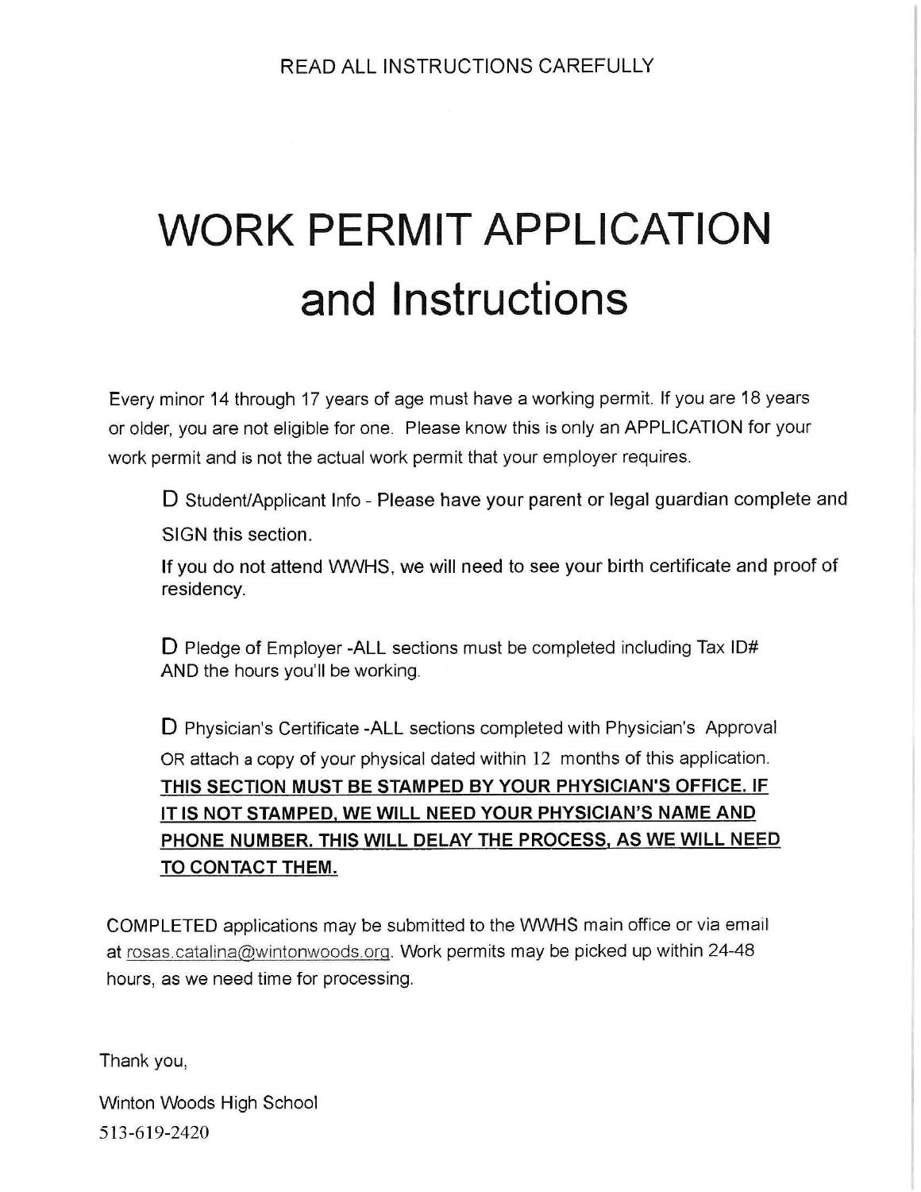READ ALL INSTRUCTIONS CAREFULLY

# WORK PERMIT APPLICATION and Instructions

Every minor 14 through 17 years of age must have a working permit. If you are 18 years or older, you are not eligible for one. Please know this is only an APPLICATION for your work permit and is not the actual work permit that your employer requires.

- ☐ Student/Applicant Info - Please have your parent or legal guardian complete and SIGN this section.

  If you do not attend WWHS, we will need to see your birth certificate and proof of residency.

- ☐ Pledge of Employer -ALL sections must be completed including Tax ID# AND the hours you'll be working.

- ☐ Physician's Certificate -ALL sections completed with Physician's Approval OR attach a copy of your physical dated within 12 months of this application. **THIS SECTION MUST BE STAMPED BY YOUR PHYSICIAN'S OFFICE. IF IT IS NOT STAMPED, WE WILL NEED YOUR PHYSICIAN'S NAME AND PHONE NUMBER. THIS WILL DELAY THE PROCESS, AS WE WILL NEED TO CONTACT THEM.**

COMPLETED applications may be submitted to the WWHS main office or via email at rosas.catalina@wintonwoods.org. Work permits may be picked up within 24-48 hours, as we need time for processing.

Thank you,

Winton Woods High School
513-619-2420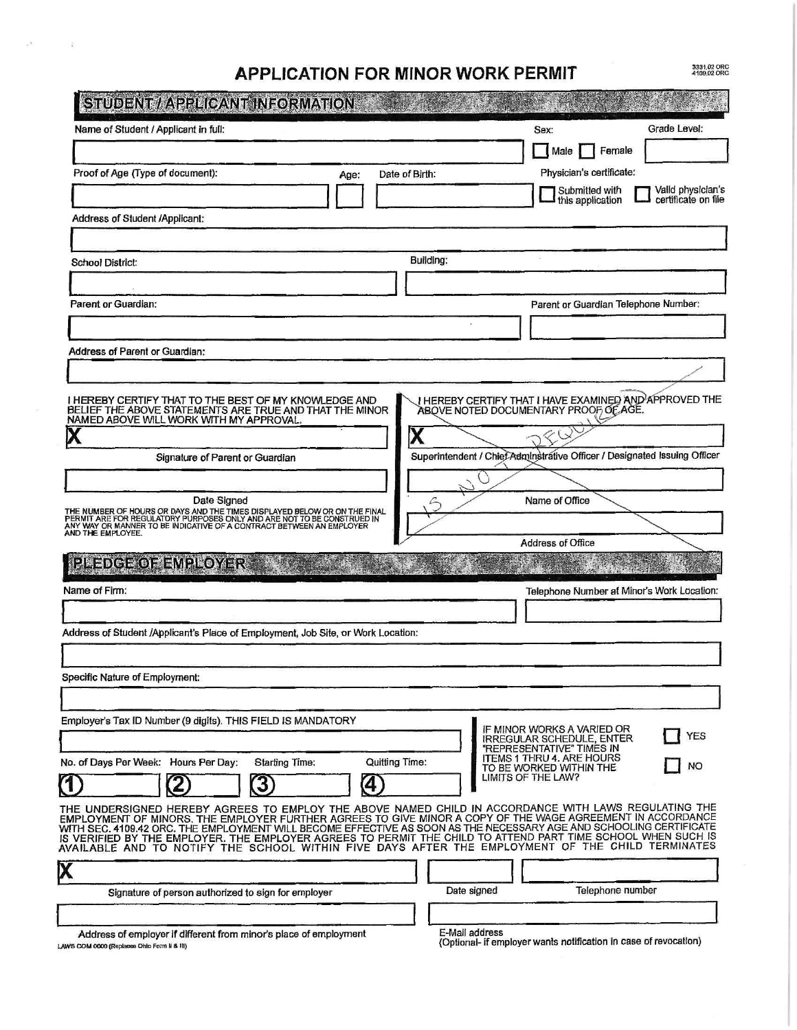# APPLICATION FOR MINOR WORK PERMIT

3331.02 ORC
4109.02 ORC

## STUDENT / APPLICANT INFORMATION

Name of Student / Applicant in full:

Sex: ☐ Male ☐ Female

Grade Level:

Proof of Age (Type of document):

Age:

Date of Birth:

Physician's certificate: ☐ Submitted with this application ☐ Valid physician's certificate on file

Address of Student /Applicant:

School District:

Building:

Parent or Guardian:

Parent or Guardian Telephone Number:

Address of Parent or Guardian:

I HEREBY CERTIFY THAT TO THE BEST OF MY KNOWLEDGE AND BELIEF THE ABOVE STATEMENTS ARE TRUE AND THAT THE MINOR NAMED ABOVE WILL WORK WITH MY APPROVAL.

X

Signature of Parent or Guardian

Date Signed

THE NUMBER OF HOURS OR DAYS AND THE TIMES DISPLAYED BELOW OR ON THE FINAL PERMIT ARE FOR REGULATORY PURPOSES ONLY AND ARE NOT TO BE CONSTRUED IN ANY WAY OR MANNER TO BE INDICATIVE OF A CONTRACT BETWEEN AN EMPLOYER AND THE EMPLOYEE.

I HEREBY CERTIFY THAT I HAVE EXAMINED AND APPROVED THE ABOVE NOTED DOCUMENTARY PROOF OF AGE.

X

Superintendent / Chief Administrative Officer / Designated Issuing Officer

Name of Office

Address of Office

NOT REQUIRED

## PLEDGE OF EMPLOYER

Name of Firm:

Telephone Number of Minor's Work Location:

Address of Student /Applicant's Place of Employment, Job Site, or Work Location:

Specific Nature of Employment:

Employer's Tax ID Number (9 digits). THIS FIELD IS MANDATORY

IF MINOR WORKS A VARIED OR IRREGULAR SCHEDULE, ENTER "REPRESENTATIVE" TIMES IN ITEMS 1 THRU 4. ARE HOURS TO BE WORKED WITHIN THE LIMITS OF THE LAW? ☐ YES ☐ NO

No. of Days Per Week: (1) Hours Per Day: (2) Starting Time: (3) Quitting Time: (4)

THE UNDERSIGNED HEREBY AGREES TO EMPLOY THE ABOVE NAMED CHILD IN ACCORDANCE WITH LAWS REGULATING THE EMPLOYMENT OF MINORS. THE EMPLOYER FURTHER AGREES TO GIVE MINOR A COPY OF THE WAGE AGREEMENT IN ACCORDANCE WITH SEC. 4109.42 ORC. THE EMPLOYMENT WILL BECOME EFFECTIVE AS SOON AS THE NECESSARY AGE AND SCHOOLING CERTIFICATE IS VERIFIED BY THE EMPLOYER. THE EMPLOYER AGREES TO PERMIT THE CHILD TO ATTEND PART TIME SCHOOL WHEN SUCH IS AVAILABLE AND TO NOTIFY THE SCHOOL WITHIN FIVE DAYS AFTER THE EMPLOYMENT OF THE CHILD TERMINATES

X

Signature of person authorized to sign for employer

Date signed

Telephone number

Address of employer if different from minor's place of employment

E-Mail address
(Optional- if employer wants notification in case of revocation)

LAWS COM 0000 (Replaces Ohio Form II & III)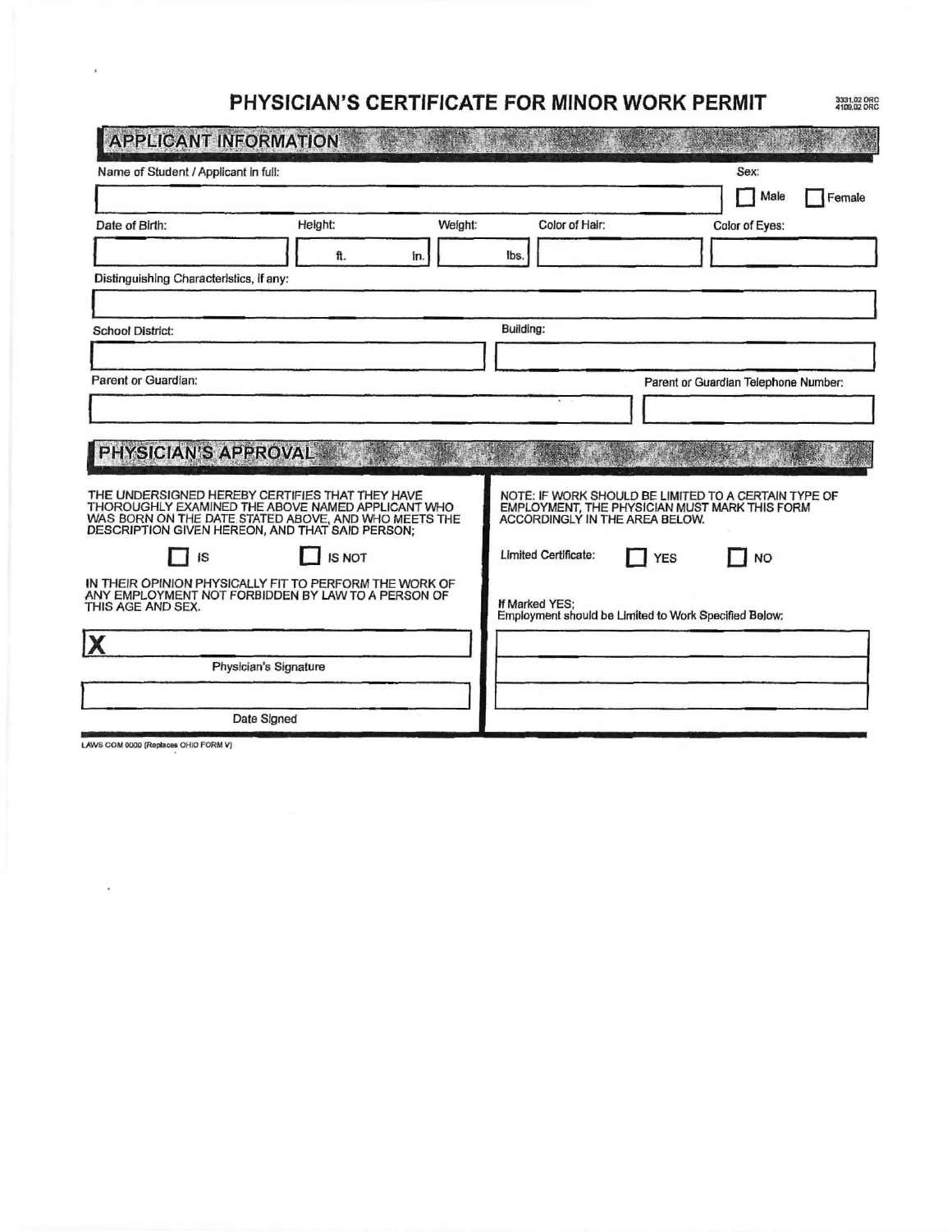# PHYSICIAN'S CERTIFICATE FOR MINOR WORK PERMIT

3331.02 ORC
4109.02 ORC

## APPLICANT INFORMATION

Name of Student / Applicant in full:

Sex: ☐ Male ☐ Female

Date of Birth:

Height: ft. in.

Weight: lbs.

Color of Hair:

Color of Eyes:

Distinguishing Characteristics, if any:

School District:

Building:

Parent or Guardian:

Parent or Guardian Telephone Number:

## PHYSICIAN'S APPROVAL

THE UNDERSIGNED HEREBY CERTIFIES THAT THEY HAVE THOROUGHLY EXAMINED THE ABOVE NAMED APPLICANT WHO WAS BORN ON THE DATE STATED ABOVE, AND WHO MEETS THE DESCRIPTION GIVEN HEREON, AND THAT SAID PERSON;

☐ IS ☐ IS NOT

IN THEIR OPINION PHYSICALLY FIT TO PERFORM THE WORK OF ANY EMPLOYMENT NOT FORBIDDEN BY LAW TO A PERSON OF THIS AGE AND SEX.

X

Physician's Signature

Date Signed

NOTE: IF WORK SHOULD BE LIMITED TO A CERTAIN TYPE OF EMPLOYMENT, THE PHYSICIAN MUST MARK THIS FORM ACCORDINGLY IN THE AREA BELOW.

Limited Certificate: ☐ YES ☐ NO

If Marked YES;
Employment should be Limited to Work Specified Below:

LAWS COM 0000 (Replaces OHIO FORM V)